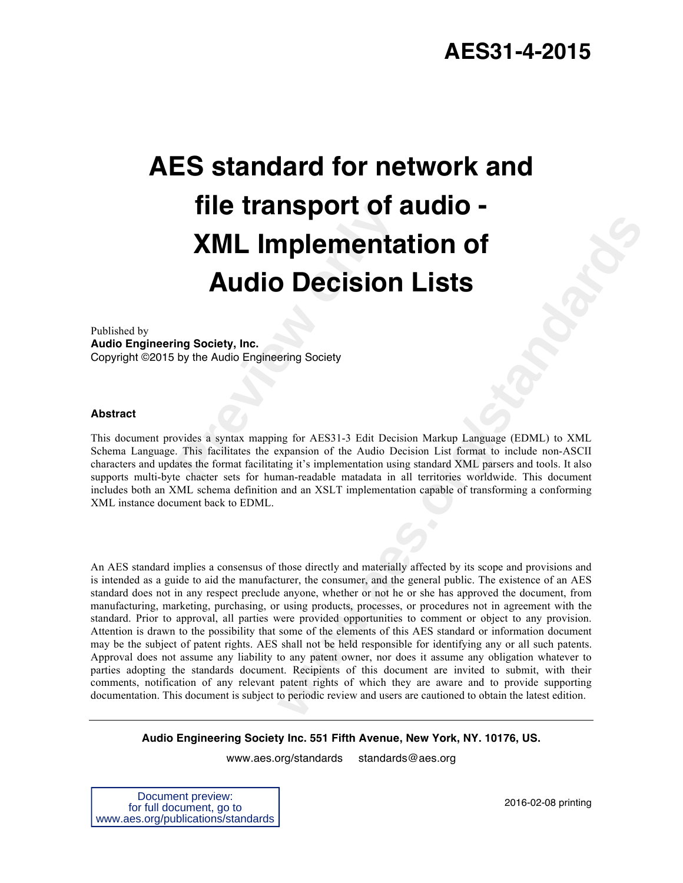# AES31-4-2015

# AES standard for network and file transport of audio - XML Implementation of Audio Decision Lists

Published by
**Audio Engineering Society, Inc.**
Copyright ©2015 by the Audio Engineering Society

**Abstract**

This document provides a syntax mapping for AES31-3 Edit Decision Markup Language (EDML) to XML Schema Language. This facilitates the expansion of the Audio Decision List format to include non-ASCII characters and updates the format facilitating it's implementation using standard XML parsers and tools. It also supports multi-byte chacter sets for human-readable matadata in all territories worldwide. This document includes both an XML schema definition and an XSLT implementation capable of transforming a conforming XML instance document back to EDML.

An AES standard implies a consensus of those directly and materially affected by its scope and provisions and is intended as a guide to aid the manufacturer, the consumer, and the general public. The existence of an AES standard does not in any respect preclude anyone, whether or not he or she has approved the document, from manufacturing, marketing, purchasing, or using products, processes, or procedures not in agreement with the standard. Prior to approval, all parties were provided opportunities to comment or object to any provision. Attention is drawn to the possibility that some of the elements of this AES standard or information document may be the subject of patent rights. AES shall not be held responsible for identifying any or all such patents. Approval does not assume any liability to any patent owner, nor does it assume any obligation whatever to parties adopting the standards document. Recipients of this document are invited to submit, with their comments, notification of any relevant patent rights of which they are aware and to provide supporting documentation. This document is subject to periodic review and users are cautioned to obtain the latest edition.

---

**Audio Engineering Society Inc. 551 Fifth Avenue, New York, NY. 10176, US.**

www.aes.org/standards standards@aes.org

Document preview:
for full document, go to
www.aes.org/publications/standards

2016-02-08 printing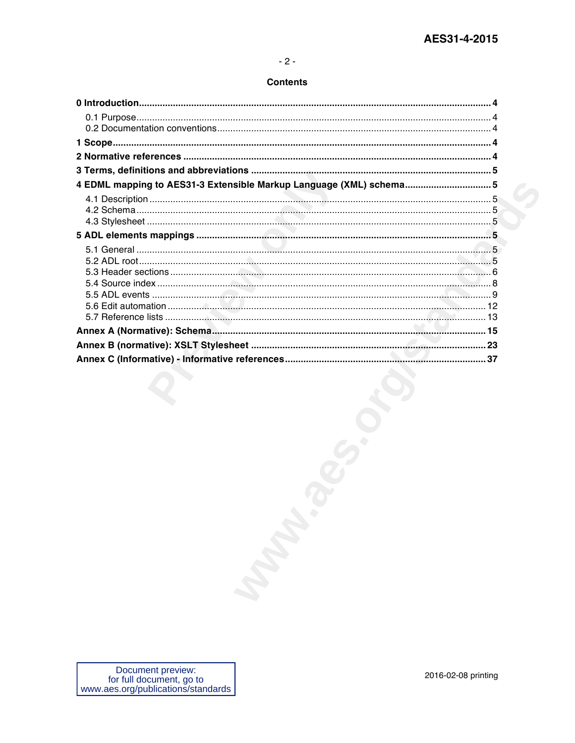## Contents

**0 Introduction** .... **4**

- 0.1 Purpose .... 4
- 0.2 Documentation conventions .... 4

**1 Scope** .... **4**

**2 Normative references** .... **4**

**3 Terms, definitions and abbreviations** .... **5**

**4 EDML mapping to AES31-3 Extensible Markup Language (XML) schema** .... **5**

- 4.1 Description .... 5
- 4.2 Schema .... 5
- 4.3 Stylesheet .... 5

**5 ADL elements mappings** .... **5**

- 5.1 General .... 5
- 5.2 ADL root .... 5
- 5.3 Header sections .... 6
- 5.4 Source index .... 8
- 5.5 ADL events .... 9
- 5.6 Edit automation .... 12
- 5.7 Reference lists .... 13

**Annex A (Normative): Schema** .... **15**

**Annex B (normative): XSLT Stylesheet** .... **23**

**Annex C (Informative) - Informative references** .... **37**

2016-02-08 printing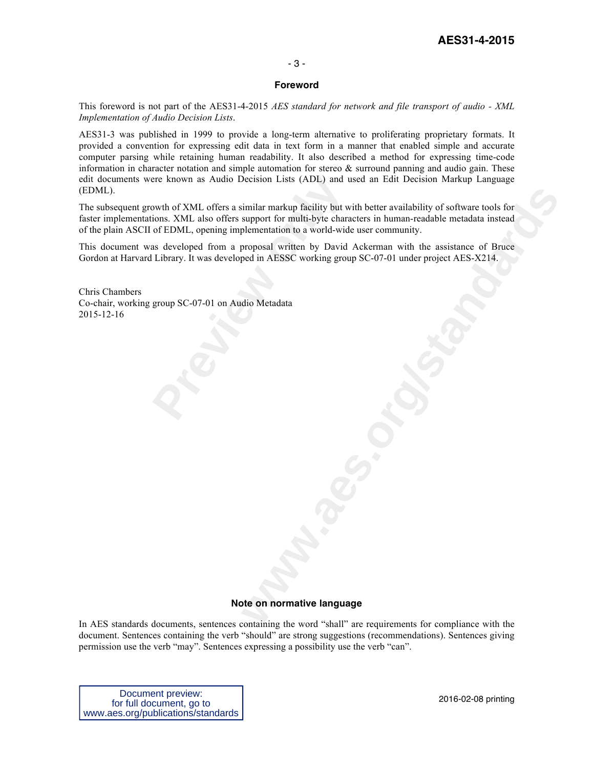## Foreword

This foreword is not part of the AES31-4-2015 *AES standard for network and file transport of audio - XML Implementation of Audio Decision Lists*.

AES31-3 was published in 1999 to provide a long-term alternative to proliferating proprietary formats. It provided a convention for expressing edit data in text form in a manner that enabled simple and accurate computer parsing while retaining human readability. It also described a method for expressing time-code information in character notation and simple automation for stereo & surround panning and audio gain. These edit documents were known as Audio Decision Lists (ADL) and used an Edit Decision Markup Language (EDML).

The subsequent growth of XML offers a similar markup facility but with better availability of software tools for faster implementations. XML also offers support for multi-byte characters in human-readable metadata instead of the plain ASCII of EDML, opening implementation to a world-wide user community.

This document was developed from a proposal written by David Ackerman with the assistance of Bruce Gordon at Harvard Library. It was developed in AESSC working group SC-07-01 under project AES-X214.

Chris Chambers
Co-chair, working group SC-07-01 on Audio Metadata
2015-12-16

## Note on normative language

In AES standards documents, sentences containing the word "shall" are requirements for compliance with the document. Sentences containing the verb "should" are strong suggestions (recommendations). Sentences giving permission use the verb "may". Sentences expressing a possibility use the verb "can".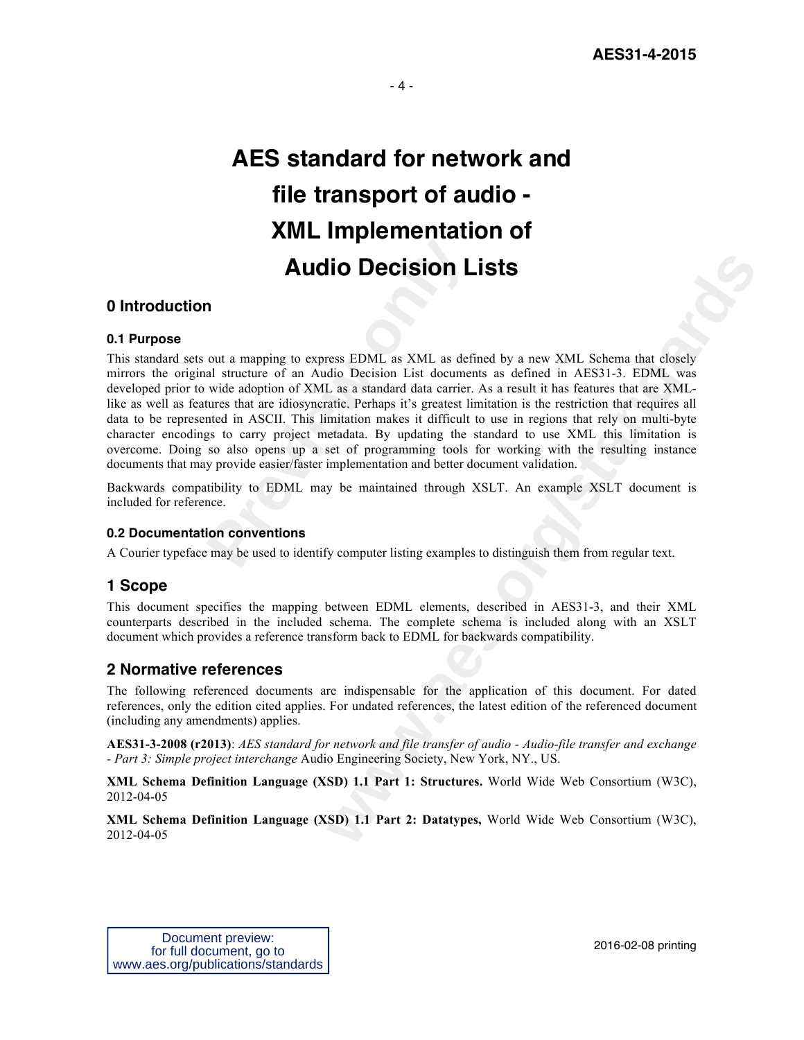# AES standard for network and file transport of audio - XML Implementation of Audio Decision Lists

## 0 Introduction

### 0.1 Purpose

This standard sets out a mapping to express EDML as XML as defined by a new XML Schema that closely mirrors the original structure of an Audio Decision List documents as defined in AES31-3. EDML was developed prior to wide adoption of XML as a standard data carrier. As a result it has features that are XML-like as well as features that are idiosyncratic. Perhaps it's greatest limitation is the restriction that requires all data to be represented in ASCII. This limitation makes it difficult to use in regions that rely on multi-byte character encodings to carry project metadata. By updating the standard to use XML this limitation is overcome. Doing so also opens up a set of programming tools for working with the resulting instance documents that may provide easier/faster implementation and better document validation.

Backwards compatibility to EDML may be maintained through XSLT. An example XSLT document is included for reference.

### 0.2 Documentation conventions

A Courier typeface may be used to identify computer listing examples to distinguish them from regular text.

## 1 Scope

This document specifies the mapping between EDML elements, described in AES31-3, and their XML counterparts described in the included schema. The complete schema is included along with an XSLT document which provides a reference transform back to EDML for backwards compatibility.

## 2 Normative references

The following referenced documents are indispensable for the application of this document. For dated references, only the edition cited applies. For undated references, the latest edition of the referenced document (including any amendments) applies.

**AES31-3-2008 (r2013)**: *AES standard for network and file transfer of audio - Audio-file transfer and exchange - Part 3: Simple project interchange* Audio Engineering Society, New York, NY., US.

**XML Schema Definition Language (XSD) 1.1 Part 1: Structures.** World Wide Web Consortium (W3C), 2012-04-05

**XML Schema Definition Language (XSD) 1.1 Part 2: Datatypes,** World Wide Web Consortium (W3C), 2012-04-05